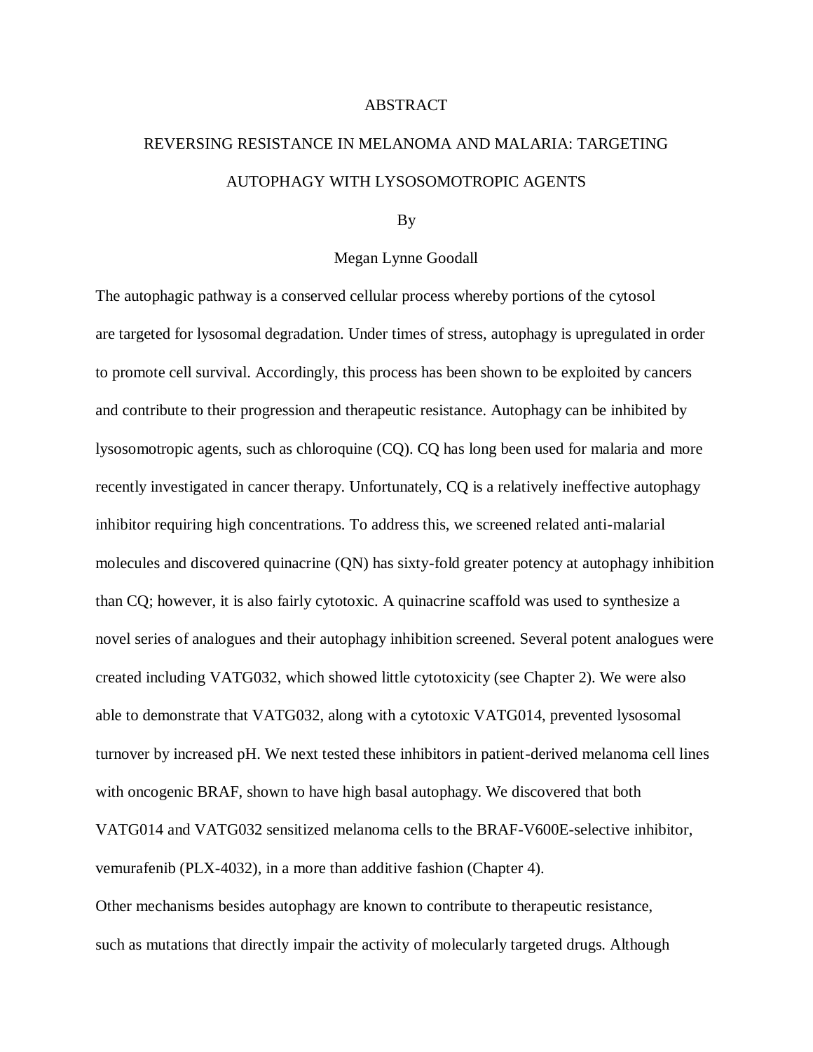# ABSTRACT

## REVERSING RESISTANCE IN MELANOMA AND MALARIA: TARGETING AUTOPHAGY WITH LYSOSOMOTROPIC AGENTS

By

Megan Lynne Goodall

The autophagic pathway is a conserved cellular process whereby portions of the cytosol are targeted for lysosomal degradation. Under times of stress, autophagy is upregulated in order to promote cell survival. Accordingly, this process has been shown to be exploited by cancers and contribute to their progression and therapeutic resistance. Autophagy can be inhibited by lysosomotropic agents, such as chloroquine (CQ). CQ has long been used for malaria and more recently investigated in cancer therapy. Unfortunately, CQ is a relatively ineffective autophagy inhibitor requiring high concentrations. To address this, we screened related anti-malarial molecules and discovered quinacrine (QN) has sixty-fold greater potency at autophagy inhibition than CQ; however, it is also fairly cytotoxic. A quinacrine scaffold was used to synthesize a novel series of analogues and their autophagy inhibition screened. Several potent analogues were created including VATG032, which showed little cytotoxicity (see Chapter 2). We were also able to demonstrate that VATG032, along with a cytotoxic VATG014, prevented lysosomal turnover by increased pH. We next tested these inhibitors in patient-derived melanoma cell lines with oncogenic BRAF, shown to have high basal autophagy. We discovered that both VATG014 and VATG032 sensitized melanoma cells to the BRAF-V600E-selective inhibitor, vemurafenib (PLX-4032), in a more than additive fashion (Chapter 4).

Other mechanisms besides autophagy are known to contribute to therapeutic resistance, such as mutations that directly impair the activity of molecularly targeted drugs. Although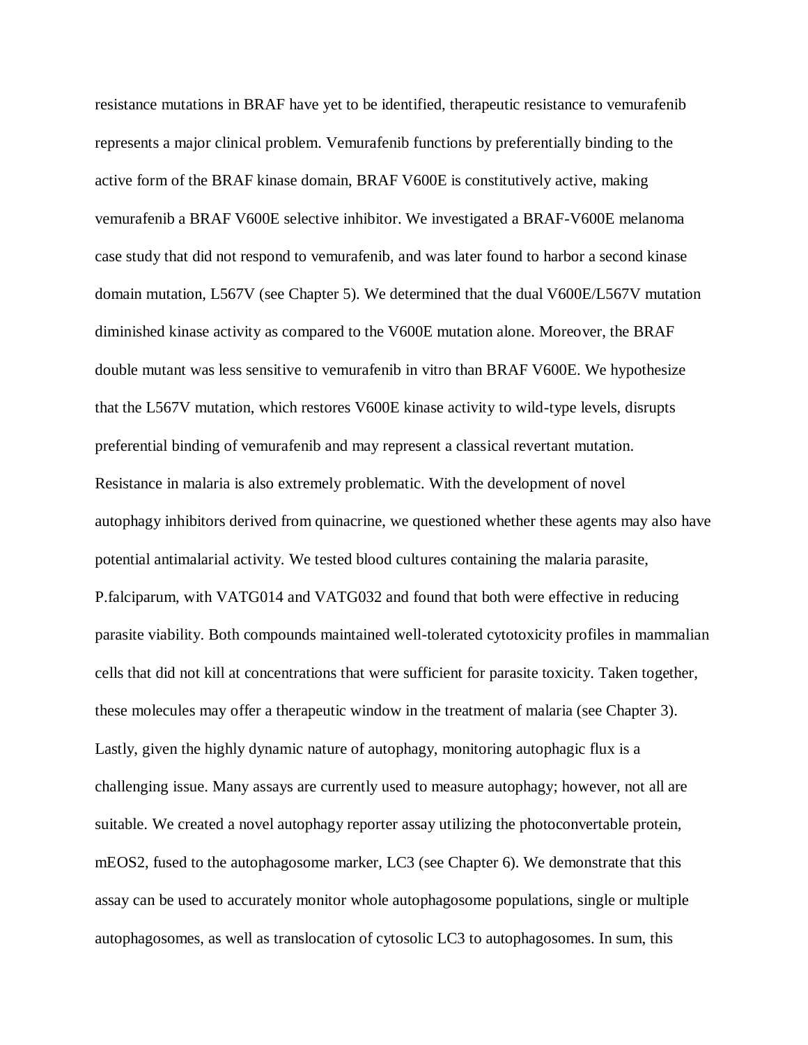resistance mutations in BRAF have yet to be identified, therapeutic resistance to vemurafenib represents a major clinical problem. Vemurafenib functions by preferentially binding to the active form of the BRAF kinase domain, BRAF V600E is constitutively active, making vemurafenib a BRAF V600E selective inhibitor. We investigated a BRAF-V600E melanoma case study that did not respond to vemurafenib, and was later found to harbor a second kinase domain mutation, L567V (see Chapter 5). We determined that the dual V600E/L567V mutation diminished kinase activity as compared to the V600E mutation alone. Moreover, the BRAF double mutant was less sensitive to vemurafenib in vitro than BRAF V600E. We hypothesize that the L567V mutation, which restores V600E kinase activity to wild-type levels, disrupts preferential binding of vemurafenib and may represent a classical revertant mutation. Resistance in malaria is also extremely problematic. With the development of novel autophagy inhibitors derived from quinacrine, we questioned whether these agents may also have potential antimalarial activity. We tested blood cultures containing the malaria parasite, P.falciparum, with VATG014 and VATG032 and found that both were effective in reducing parasite viability. Both compounds maintained well-tolerated cytotoxicity profiles in mammalian cells that did not kill at concentrations that were sufficient for parasite toxicity. Taken together, these molecules may offer a therapeutic window in the treatment of malaria (see Chapter 3). Lastly, given the highly dynamic nature of autophagy, monitoring autophagic flux is a challenging issue. Many assays are currently used to measure autophagy; however, not all are suitable. We created a novel autophagy reporter assay utilizing the photoconvertable protein, mEOS2, fused to the autophagosome marker, LC3 (see Chapter 6). We demonstrate that this assay can be used to accurately monitor whole autophagosome populations, single or multiple autophagosomes, as well as translocation of cytosolic LC3 to autophagosomes. In sum, this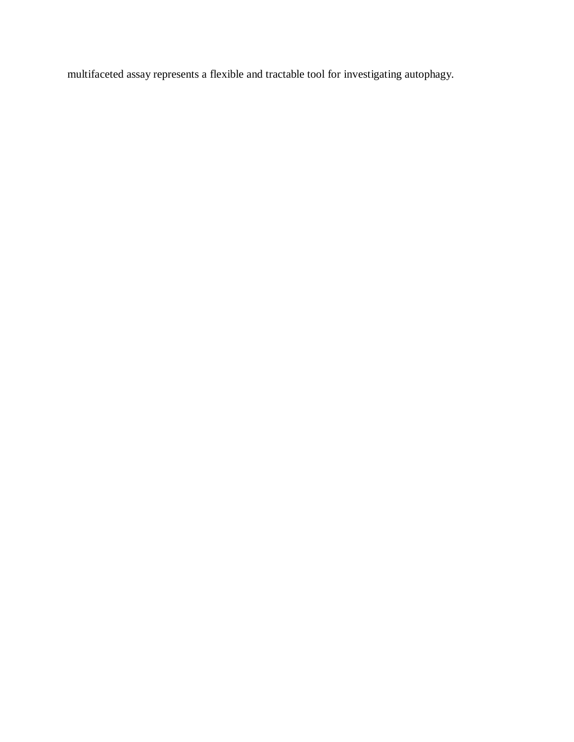multifaceted assay represents a flexible and tractable tool for investigating autophagy.